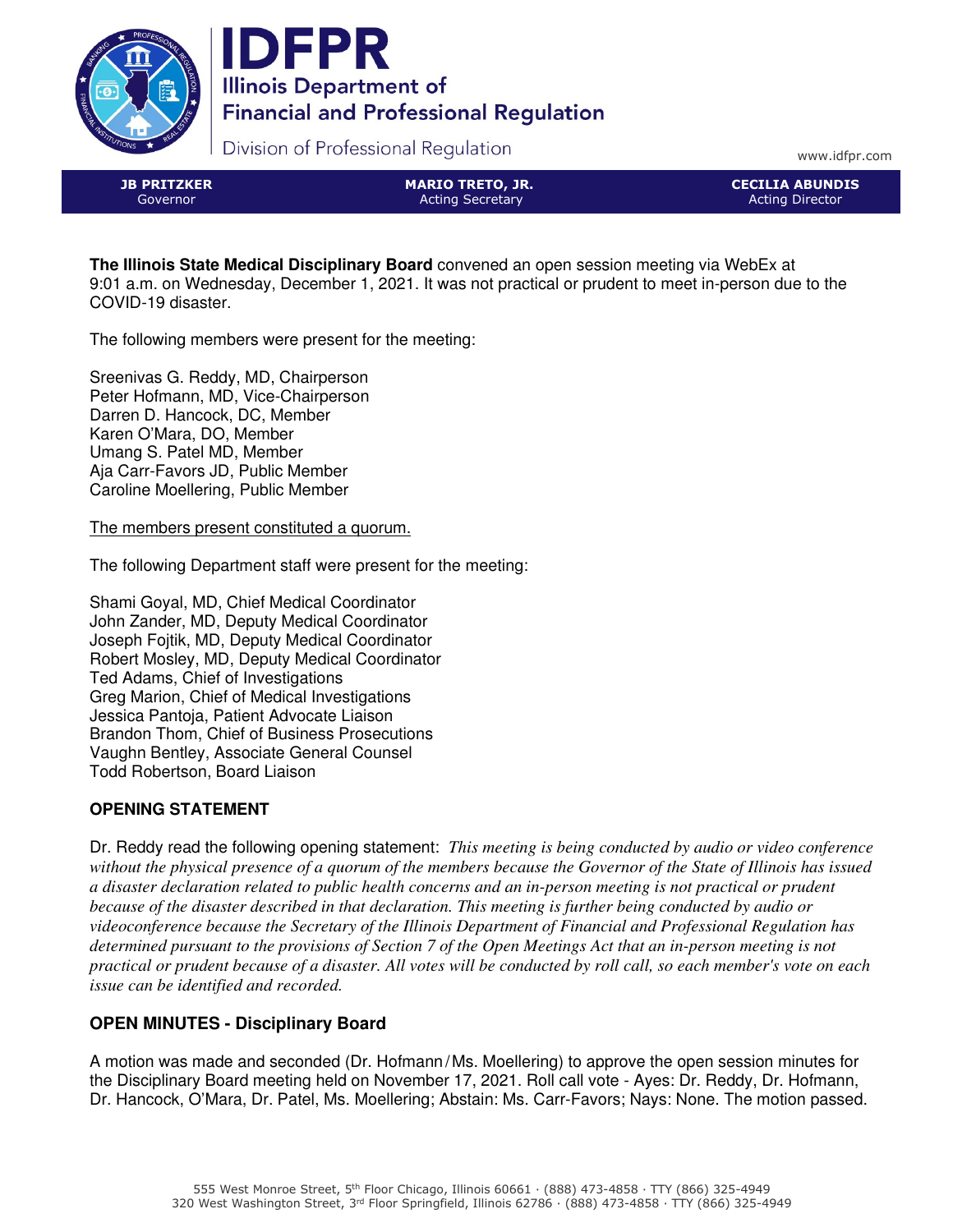# IDFPR

**Illinois Department of Financial and Professional Regulation**

Division of Professional Regulation

www.idfpr.com

| JB PRITZKER | MARIO TRETO, JR. | CECILIA ABUNDIS |
| --- | --- | --- |
| Governor | Acting Secretary | Acting Director |

**The Illinois State Medical Disciplinary Board** convened an open session meeting via WebEx at 9:01 a.m. on Wednesday, December 1, 2021. It was not practical or prudent to meet in-person due to the COVID-19 disaster.

The following members were present for the meeting:

Sreenivas G. Reddy, MD, Chairperson
Peter Hofmann, MD, Vice-Chairperson
Darren D. Hancock, DC, Member
Karen O'Mara, DO, Member
Umang S. Patel MD, Member
Aja Carr-Favors JD, Public Member
Caroline Moellering, Public Member

<u>The members present constituted a quorum.</u>

The following Department staff were present for the meeting:

Shami Goyal, MD, Chief Medical Coordinator
John Zander, MD, Deputy Medical Coordinator
Joseph Fojtik, MD, Deputy Medical Coordinator
Robert Mosley, MD, Deputy Medical Coordinator
Ted Adams, Chief of Investigations
Greg Marion, Chief of Medical Investigations
Jessica Pantoja, Patient Advocate Liaison
Brandon Thom, Chief of Business Prosecutions
Vaughn Bentley, Associate General Counsel
Todd Robertson, Board Liaison

## OPENING STATEMENT

Dr. Reddy read the following opening statement: *This meeting is being conducted by audio or video conference without the physical presence of a quorum of the members because the Governor of the State of Illinois has issued a disaster declaration related to public health concerns and an in-person meeting is not practical or prudent because of the disaster described in that declaration. This meeting is further being conducted by audio or videoconference because the Secretary of the Illinois Department of Financial and Professional Regulation has determined pursuant to the provisions of Section 7 of the Open Meetings Act that an in-person meeting is not practical or prudent because of a disaster. All votes will be conducted by roll call, so each member's vote on each issue can be identified and recorded.*

## OPEN MINUTES - Disciplinary Board

A motion was made and seconded (Dr. Hofmann/Ms. Moellering) to approve the open session minutes for the Disciplinary Board meeting held on November 17, 2021. Roll call vote - Ayes: Dr. Reddy, Dr. Hofmann, Dr. Hancock, O'Mara, Dr. Patel, Ms. Moellering; Abstain: Ms. Carr-Favors; Nays: None. The motion passed.

555 West Monroe Street, 5th Floor Chicago, Illinois 60661 · (888) 473-4858 · TTY (866) 325-4949
320 West Washington Street, 3rd Floor Springfield, Illinois 62786 · (888) 473-4858 · TTY (866) 325-4949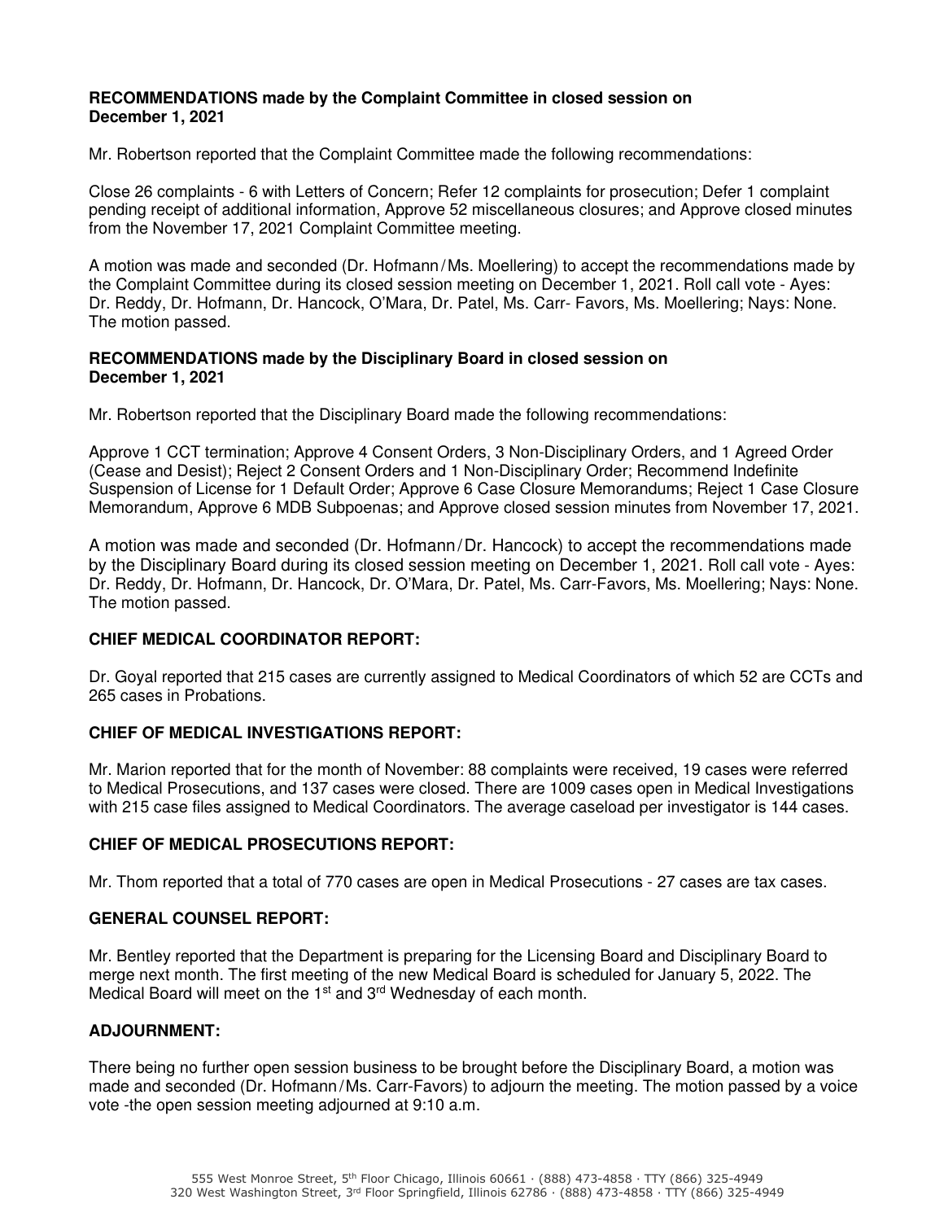**RECOMMENDATIONS made by the Complaint Committee in closed session on December 1, 2021**

Mr. Robertson reported that the Complaint Committee made the following recommendations:

Close 26 complaints - 6 with Letters of Concern; Refer 12 complaints for prosecution; Defer 1 complaint pending receipt of additional information, Approve 52 miscellaneous closures; and Approve closed minutes from the November 17, 2021 Complaint Committee meeting.

A motion was made and seconded (Dr. Hofmann/Ms. Moellering) to accept the recommendations made by the Complaint Committee during its closed session meeting on December 1, 2021. Roll call vote - Ayes: Dr. Reddy, Dr. Hofmann, Dr. Hancock, O'Mara, Dr. Patel, Ms. Carr- Favors, Ms. Moellering; Nays: None. The motion passed.

**RECOMMENDATIONS made by the Disciplinary Board in closed session on December 1, 2021**

Mr. Robertson reported that the Disciplinary Board made the following recommendations:

Approve 1 CCT termination; Approve 4 Consent Orders, 3 Non-Disciplinary Orders, and 1 Agreed Order (Cease and Desist); Reject 2 Consent Orders and 1 Non-Disciplinary Order; Recommend Indefinite Suspension of License for 1 Default Order; Approve 6 Case Closure Memorandums; Reject 1 Case Closure Memorandum, Approve 6 MDB Subpoenas; and Approve closed session minutes from November 17, 2021.

A motion was made and seconded (Dr. Hofmann/Dr. Hancock) to accept the recommendations made by the Disciplinary Board during its closed session meeting on December 1, 2021. Roll call vote - Ayes: Dr. Reddy, Dr. Hofmann, Dr. Hancock, Dr. O'Mara, Dr. Patel, Ms. Carr-Favors, Ms. Moellering; Nays: None. The motion passed.

**CHIEF MEDICAL COORDINATOR REPORT:**

Dr. Goyal reported that 215 cases are currently assigned to Medical Coordinators of which 52 are CCTs and 265 cases in Probations.

**CHIEF OF MEDICAL INVESTIGATIONS REPORT:**

Mr. Marion reported that for the month of November: 88 complaints were received, 19 cases were referred to Medical Prosecutions, and 137 cases were closed. There are 1009 cases open in Medical Investigations with 215 case files assigned to Medical Coordinators. The average caseload per investigator is 144 cases.

**CHIEF OF MEDICAL PROSECUTIONS REPORT:**

Mr. Thom reported that a total of 770 cases are open in Medical Prosecutions - 27 cases are tax cases.

**GENERAL COUNSEL REPORT:**

Mr. Bentley reported that the Department is preparing for the Licensing Board and Disciplinary Board to merge next month. The first meeting of the new Medical Board is scheduled for January 5, 2022. The Medical Board will meet on the 1st and 3rd Wednesday of each month.

**ADJOURNMENT:**

There being no further open session business to be brought before the Disciplinary Board, a motion was made and seconded (Dr. Hofmann/Ms. Carr-Favors) to adjourn the meeting. The motion passed by a voice vote -the open session meeting adjourned at 9:10 a.m.